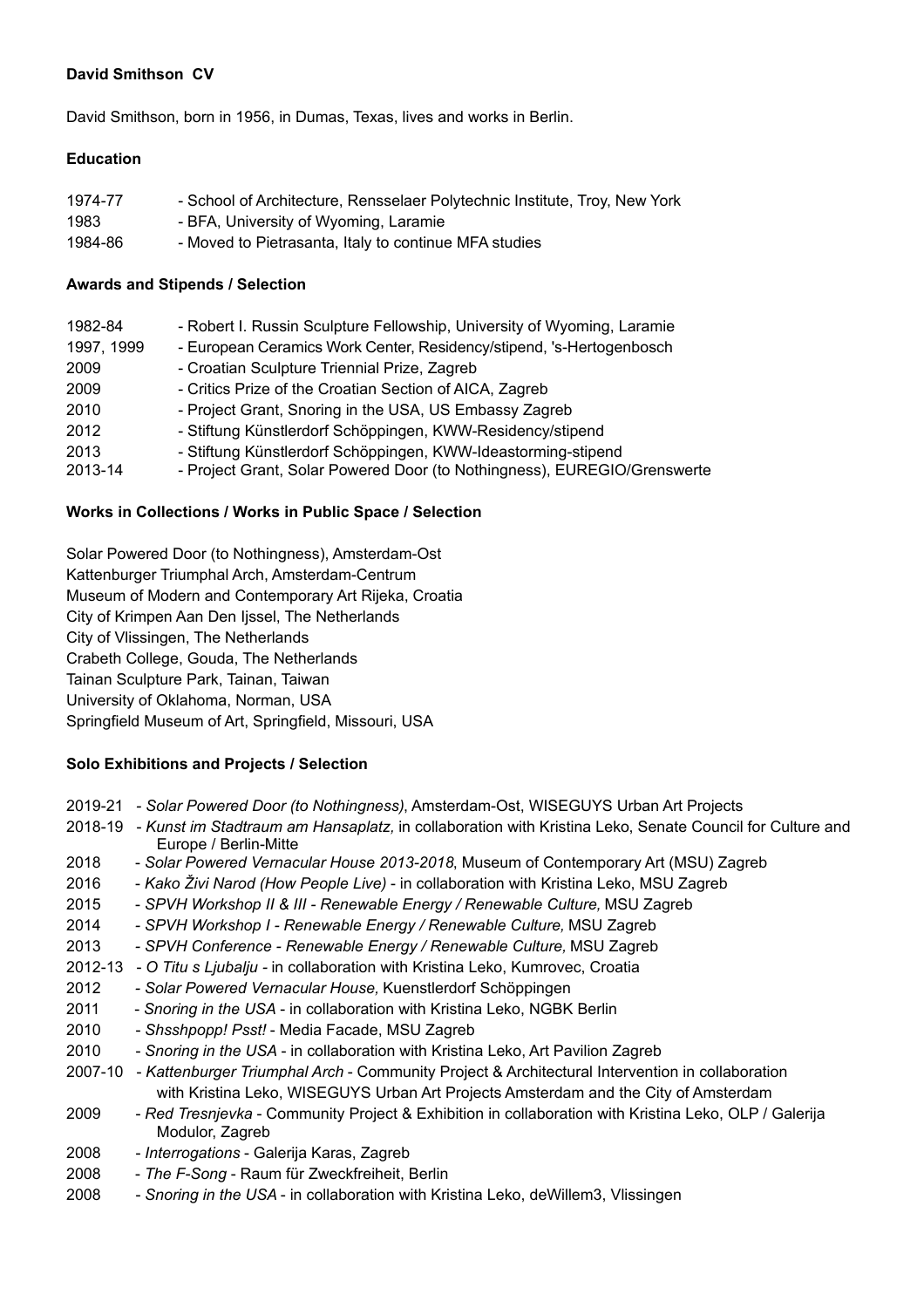**David Smithson CV**

David Smithson, born in 1956, in Dumas, Texas, lives and works in Berlin.

**Education**

1974-77 - School of Architecture, Rensselaer Polytechnic Institute, Troy, New York
1983 - BFA, University of Wyoming, Laramie
1984-86 - Moved to Pietrasanta, Italy to continue MFA studies

**Awards and Stipends / Selection**

1982-84 - Robert I. Russin Sculpture Fellowship, University of Wyoming, Laramie
1997, 1999 - European Ceramics Work Center, Residency/stipend, 's-Hertogenbosch
2009 - Croatian Sculpture Triennial Prize, Zagreb
2009 - Critics Prize of the Croatian Section of AICA, Zagreb
2010 - Project Grant, Snoring in the USA, US Embassy Zagreb
2012 - Stiftung Künstlerdorf Schöppingen, KWW-Residency/stipend
2013 - Stiftung Künstlerdorf Schöppingen, KWW-Ideastorming-stipend
2013-14 - Project Grant, Solar Powered Door (to Nothingness), EUREGIO/Grenswerte

**Works in Collections / Works in Public Space / Selection**

Solar Powered Door (to Nothingness), Amsterdam-Ost
Kattenburger Triumphal Arch, Amsterdam-Centrum
Museum of Modern and Contemporary Art Rijeka, Croatia
City of Krimpen Aan Den Ijssel, The Netherlands
City of Vlissingen, The Netherlands
Crabeth College, Gouda, The Netherlands
Tainan Sculpture Park, Tainan, Taiwan
University of Oklahoma, Norman, USA
Springfield Museum of Art, Springfield, Missouri, USA

**Solo Exhibitions and Projects / Selection**

2019-21 - *Solar Powered Door (to Nothingness)*, Amsterdam-Ost, WISEGUYS Urban Art Projects
2018-19 - *Kunst im Stadtraum am Hansaplatz,* in collaboration with Kristina Leko, Senate Council for Culture and Europe / Berlin-Mitte
2018 - *Solar Powered Vernacular House 2013-2018*, Museum of Contemporary Art (MSU) Zagreb
2016 - *Kako Živi Narod (How People Live)* - in collaboration with Kristina Leko, MSU Zagreb
2015 - *SPVH Workshop II & III - Renewable Energy / Renewable Culture,* MSU Zagreb
2014 - *SPVH Workshop I - Renewable Energy / Renewable Culture,* MSU Zagreb
2013 - *SPVH Conference - Renewable Energy / Renewable Culture,* MSU Zagreb
2012-13 - *O Titu s Ljubalju* - in collaboration with Kristina Leko, Kumrovec, Croatia
2012 - *Solar Powered Vernacular House,* Kuenstlerdorf Schöppingen
2011 - *Snoring in the USA* - in collaboration with Kristina Leko, NGBK Berlin
2010 - *Shsshpopp! Psst!* - Media Facade, MSU Zagreb
2010 - *Snoring in the USA* - in collaboration with Kristina Leko, Art Pavilion Zagreb
2007-10 - *Kattenburger Triumphal Arch* - Community Project & Architectural Intervention in collaboration with Kristina Leko, WISEGUYS Urban Art Projects Amsterdam and the City of Amsterdam
2009 - *Red Tresnjevka* - Community Project & Exhibition in collaboration with Kristina Leko, OLP / Galerija Modulor, Zagreb
2008 - *Interrogations* - Galerija Karas, Zagreb
2008 - *The F-Song* - Raum für Zweckfreiheit, Berlin
2008 - *Snoring in the USA* - in collaboration with Kristina Leko, deWillem3, Vlissingen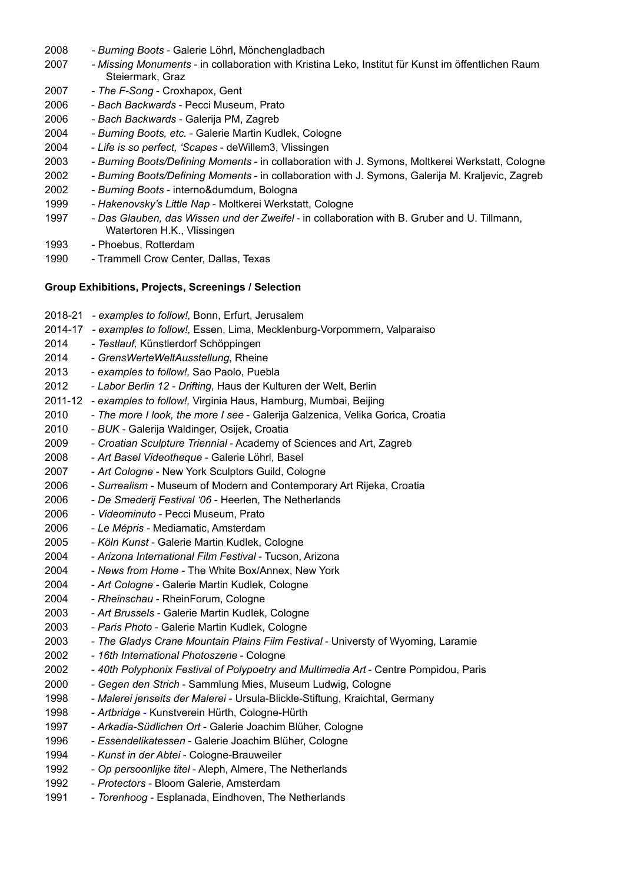2008 - *Burning Boots* - Galerie Löhrl, Mönchengladbach
2007 - *Missing Monuments* - in collaboration with Kristina Leko, Institut für Kunst im öffentlichen Raum Steiermark, Graz
2007 - *The F-Song* - Croxhapox, Gent
2006 - *Bach Backwards* - Pecci Museum, Prato
2006 - *Bach Backwards* - Galerija PM, Zagreb
2004 - *Burning Boots, etc.* - Galerie Martin Kudlek, Cologne
2004 - *Life is so perfect, 'Scapes* - deWillem3, Vlissingen
2003 - *Burning Boots/Defining Moments* - in collaboration with J. Symons, Moltkerei Werkstatt, Cologne
2002 - *Burning Boots/Defining Moments* - in collaboration with J. Symons, Galerija M. Kraljevic, Zagreb
2002 - *Burning Boots* - interno&dumdum, Bologna
1999 - *Hakenovsky's Little Nap* - Moltkerei Werkstatt, Cologne
1997 - *Das Glauben, das Wissen und der Zweifel* - in collaboration with B. Gruber and U. Tillmann, Watertoren H.K., Vlissingen
1993 - Phoebus, Rotterdam
1990 - Trammell Crow Center, Dallas, Texas

**Group Exhibitions, Projects, Screenings / Selection**

2018-21 - *examples to follow!,* Bonn, Erfurt, Jerusalem
2014-17 - *examples to follow!,* Essen, Lima, Mecklenburg-Vorpommern, Valparaiso
2014 - *Testlauf,* Künstlerdorf Schöppingen
2014 - *GrensWerteWeltAusstellung*, Rheine
2013 - *examples to follow!,* Sao Paolo, Puebla
2012 - *Labor Berlin 12 - Drifting*, Haus der Kulturen der Welt, Berlin
2011-12 - *examples to follow!,* Virginia Haus, Hamburg, Mumbai, Beijing
2010 - *The more I look, the more I see* - Galerija Galzenica, Velika Gorica, Croatia
2010 - *BUK* - Galerija Waldinger, Osijek, Croatia
2009 - *Croatian Sculpture Triennial* - Academy of Sciences and Art, Zagreb
2008 - *Art Basel Videotheque* - Galerie Löhrl, Basel
2007 - *Art Cologne* - New York Sculptors Guild, Cologne
2006 - *Surrealism* - Museum of Modern and Contemporary Art Rijeka, Croatia
2006 - *De Smederij Festival '06* - Heerlen, The Netherlands
2006 - *Videominuto* - Pecci Museum, Prato
2006 - *Le Mépris* - Mediamatic, Amsterdam
2005 - *Köln Kunst* - Galerie Martin Kudlek, Cologne
2004 - *Arizona International Film Festival* - Tucson, Arizona
2004 - *News from Home* - The White Box/Annex, New York
2004 - *Art Cologne* - Galerie Martin Kudlek, Cologne
2004 - *Rheinschau* - RheinForum, Cologne
2003 - *Art Brussels* - Galerie Martin Kudlek, Cologne
2003 - *Paris Photo* - Galerie Martin Kudlek, Cologne
2003 - *The Gladys Crane Mountain Plains Film Festival* - Universty of Wyoming, Laramie
2002 - *16th International Photoszene* - Cologne
2002 - *40th Polyphonix Festival of Polypoetry and Multimedia Art* - Centre Pompidou, Paris
2000 - *Gegen den Strich* - Sammlung Mies, Museum Ludwig, Cologne
1998 - *Malerei jenseits der Malerei* - Ursula-Blickle-Stiftung, Kraichtal, Germany
1998 - *Artbridge* - Kunstverein Hürth, Cologne-Hürth
1997 - *Arkadia-Südlichen Ort* - Galerie Joachim Blüher, Cologne
1996 - *Essendelikatessen* - Galerie Joachim Blüher, Cologne
1994 - *Kunst in der Abtei* - Cologne-Brauweiler
1992 - *Op persoonlijke titel* - Aleph, Almere, The Netherlands
1992 - *Protectors* - Bloom Galerie, Amsterdam
1991 - *Torenhoog* - Esplanada, Eindhoven, The Netherlands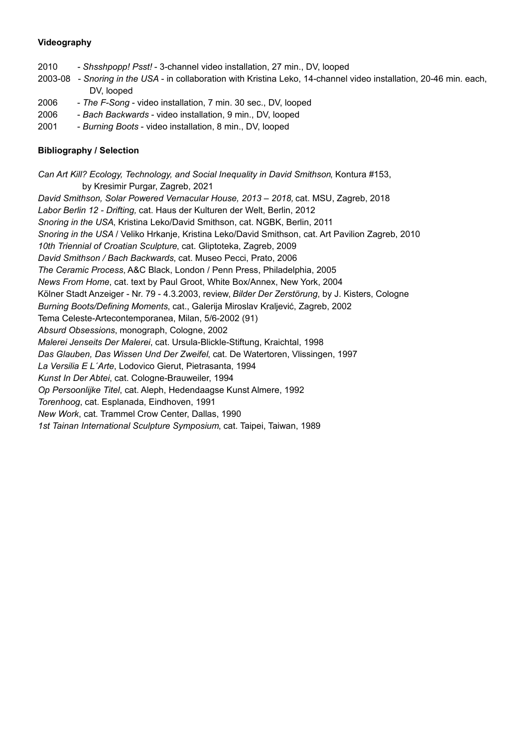**Videography**

2010 - *Shsshpopp! Psst!* - 3-channel video installation, 27 min., DV, looped
2003-08 - *Snoring in the USA* - in collaboration with Kristina Leko, 14-channel video installation, 20-46 min. each, DV, looped
2006 - *The F-Song* - video installation, 7 min. 30 sec., DV, looped
2006 - *Bach Backwards* - video installation, 9 min., DV, looped
2001 - *Burning Boots* - video installation, 8 min., DV, looped

**Bibliography / Selection**

*Can Art Kill? Ecology, Technology, and Social Inequality in David Smithson*, Kontura #153, by Kresimir Purgar, Zagreb, 2021
*David Smithson, Solar Powered Vernacular House, 2013 – 2018,* cat. MSU, Zagreb, 2018
*Labor Berlin 12 - Drifting,* cat. Haus der Kulturen der Welt, Berlin, 2012
*Snoring in the USA*, Kristina Leko/David Smithson, cat. NGBK, Berlin, 2011
*Snoring in the USA* / Veliko Hrkanje, Kristina Leko/David Smithson, cat. Art Pavilion Zagreb, 2010
*10th Triennial of Croatian Sculpture*, cat. Gliptoteka, Zagreb, 2009
*David Smithson / Bach Backwards*, cat. Museo Pecci, Prato, 2006
*The Ceramic Process*, A&C Black, London / Penn Press, Philadelphia, 2005
*News From Home*, cat. text by Paul Groot, White Box/Annex, New York, 2004
Kölner Stadt Anzeiger - Nr. 79 - 4.3.2003, review, *Bilder Der Zerstörung*, by J. Kisters, Cologne
*Burning Boots/Defining Moments*, cat., Galerija Miroslav Kraljević, Zagreb, 2002
Tema Celeste-Artecontemporanea, Milan, 5/6-2002 (91)
*Absurd Obsessions*, monograph, Cologne, 2002
*Malerei Jenseits Der Malerei*, cat. Ursula-Blickle-Stiftung, Kraichtal, 1998
*Das Glauben, Das Wissen Und Der Zweifel*, cat. De Watertoren, Vlissingen, 1997
*La Versilia E L´Arte*, Lodovico Gierut, Pietrasanta, 1994
*Kunst In Der Abtei*, cat. Cologne-Brauweiler, 1994
*Op Persoonlijke Titel*, cat. Aleph, Hedendaagse Kunst Almere, 1992
*Torenhoog*, cat. Esplanada, Eindhoven, 1991
*New Work*, cat. Trammel Crow Center, Dallas, 1990
*1st Tainan International Sculpture Symposium*, cat. Taipei, Taiwan, 1989